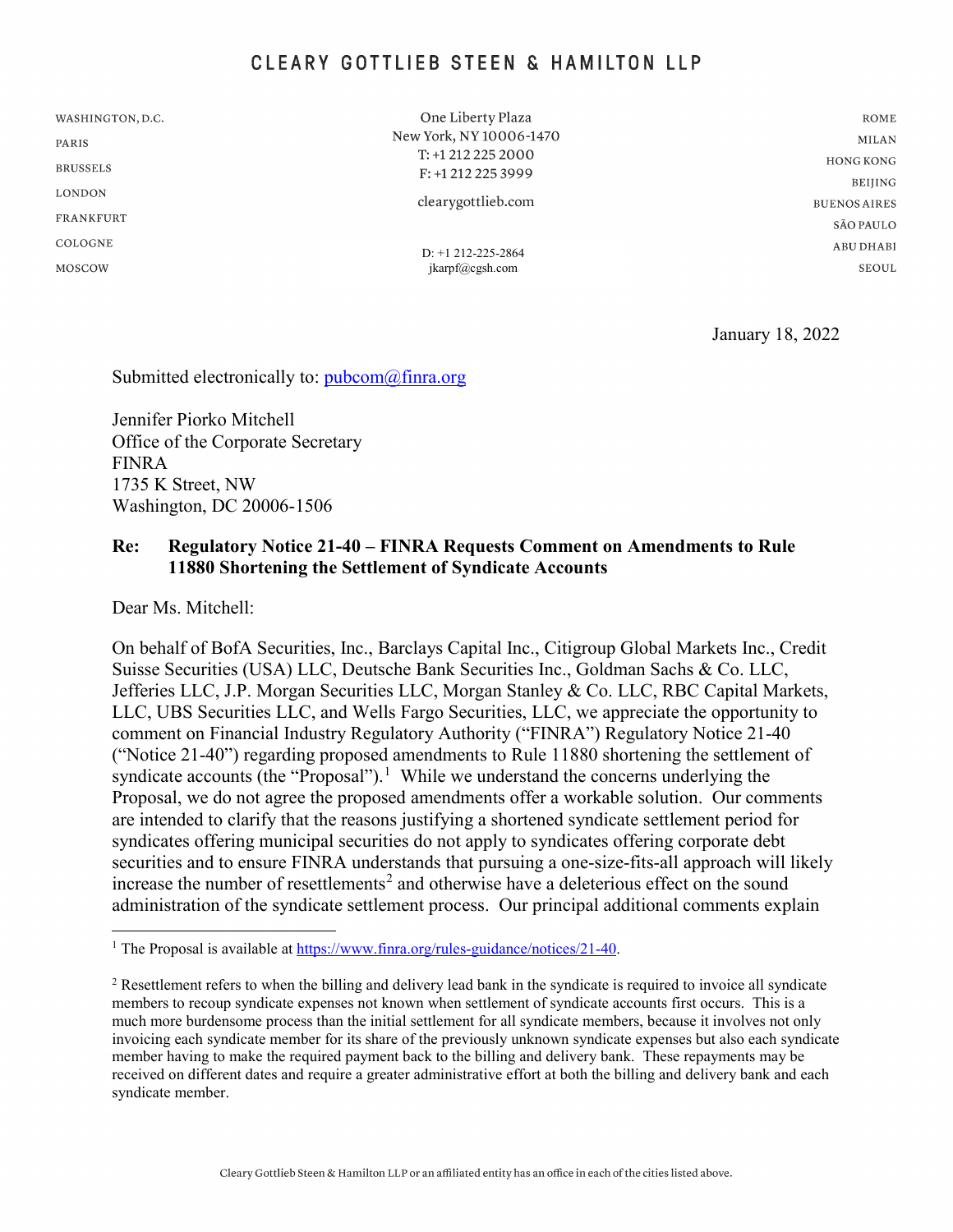# CLEARY GOTTLIEB STEEN & HAMILTON LLP

WASHINGTON, D.C.
PARIS
BRUSSELS
LONDON
FRANKFURT
COLOGNE
MOSCOW

One Liberty Plaza
New York, NY 10006-1470
T: +1 212 225 2000
F: +1 212 225 3999

clearygottlieb.com

D: +1 212-225-2864
jkarpf@cgsh.com

ROME
MILAN
HONG KONG
BEIJING
BUENOS AIRES
SÃO PAULO
ABU DHABI
SEOUL

January 18, 2022

Submitted electronically to: pubcom@finra.org

Jennifer Piorko Mitchell
Office of the Corporate Secretary
FINRA
1735 K Street, NW
Washington, DC 20006-1506

**Re: Regulatory Notice 21-40 – FINRA Requests Comment on Amendments to Rule 11880 Shortening the Settlement of Syndicate Accounts**

Dear Ms. Mitchell:

On behalf of BofA Securities, Inc., Barclays Capital Inc., Citigroup Global Markets Inc., Credit Suisse Securities (USA) LLC, Deutsche Bank Securities Inc., Goldman Sachs & Co. LLC, Jefferies LLC, J.P. Morgan Securities LLC, Morgan Stanley & Co. LLC, RBC Capital Markets, LLC, UBS Securities LLC, and Wells Fargo Securities, LLC, we appreciate the opportunity to comment on Financial Industry Regulatory Authority ("FINRA") Regulatory Notice 21-40 ("Notice 21-40") regarding proposed amendments to Rule 11880 shortening the settlement of syndicate accounts (the "Proposal").[1] While we understand the concerns underlying the Proposal, we do not agree the proposed amendments offer a workable solution. Our comments are intended to clarify that the reasons justifying a shortened syndicate settlement period for syndicates offering municipal securities do not apply to syndicates offering corporate debt securities and to ensure FINRA understands that pursuing a one-size-fits-all approach will likely increase the number of resettlements[2] and otherwise have a deleterious effect on the sound administration of the syndicate settlement process. Our principal additional comments explain

---

[1] The Proposal is available at https://www.finra.org/rules-guidance/notices/21-40.

[2] Resettlement refers to when the billing and delivery lead bank in the syndicate is required to invoice all syndicate members to recoup syndicate expenses not known when settlement of syndicate accounts first occurs. This is a much more burdensome process than the initial settlement for all syndicate members, because it involves not only invoicing each syndicate member for its share of the previously unknown syndicate expenses but also each syndicate member having to make the required payment back to the billing and delivery bank. These repayments may be received on different dates and require a greater administrative effort at both the billing and delivery bank and each syndicate member.

Cleary Gottlieb Steen & Hamilton LLP or an affiliated entity has an office in each of the cities listed above.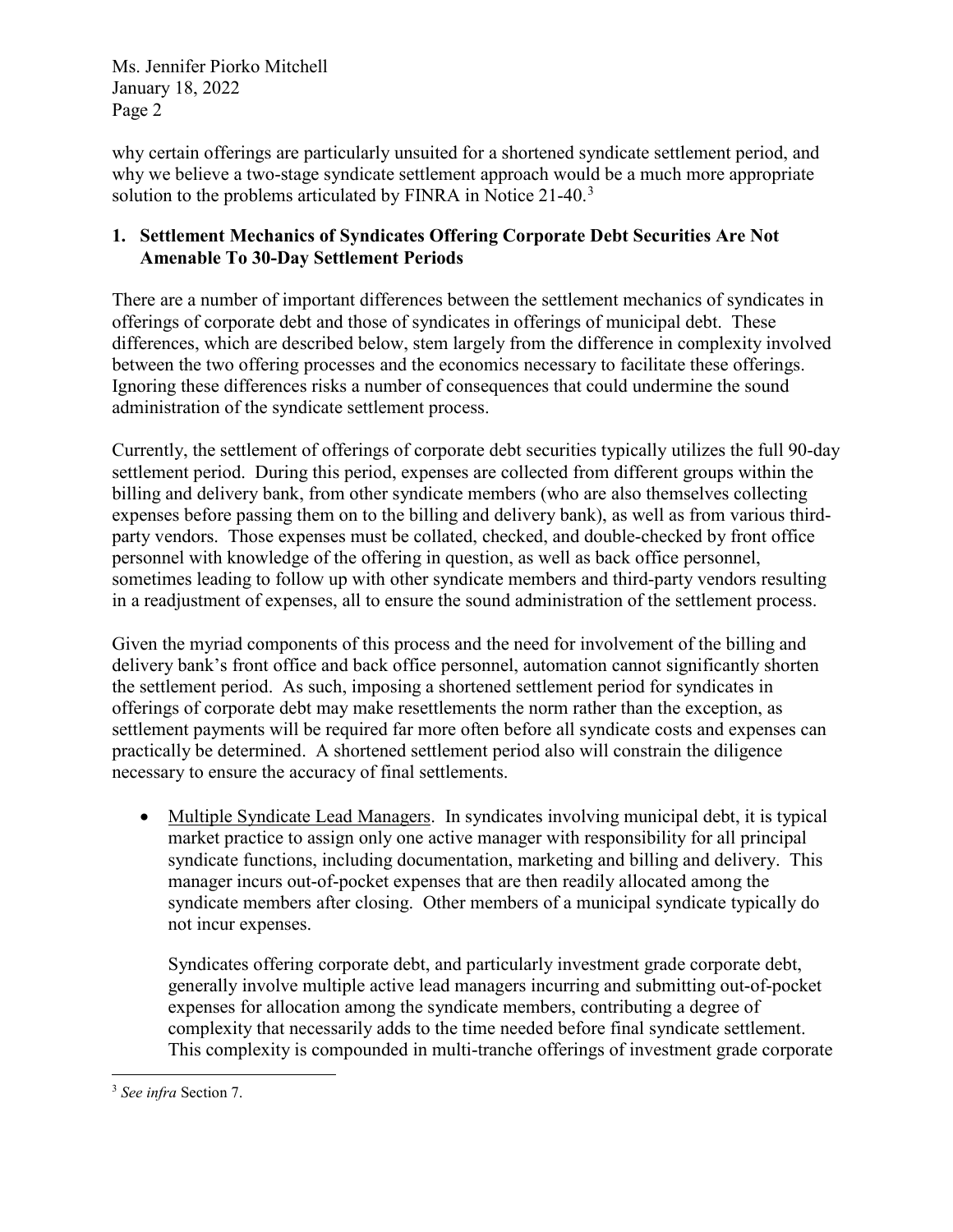why certain offerings are particularly unsuited for a shortened syndicate settlement period, and why we believe a two-stage syndicate settlement approach would be a much more appropriate solution to the problems articulated by FINRA in Notice 21-40.[3]

## 1. Settlement Mechanics of Syndicates Offering Corporate Debt Securities Are Not Amenable To 30-Day Settlement Periods

There are a number of important differences between the settlement mechanics of syndicates in offerings of corporate debt and those of syndicates in offerings of municipal debt. These differences, which are described below, stem largely from the difference in complexity involved between the two offering processes and the economics necessary to facilitate these offerings. Ignoring these differences risks a number of consequences that could undermine the sound administration of the syndicate settlement process.

Currently, the settlement of offerings of corporate debt securities typically utilizes the full 90-day settlement period. During this period, expenses are collected from different groups within the billing and delivery bank, from other syndicate members (who are also themselves collecting expenses before passing them on to the billing and delivery bank), as well as from various third-party vendors. Those expenses must be collated, checked, and double-checked by front office personnel with knowledge of the offering in question, as well as back office personnel, sometimes leading to follow up with other syndicate members and third-party vendors resulting in a readjustment of expenses, all to ensure the sound administration of the settlement process.

Given the myriad components of this process and the need for involvement of the billing and delivery bank's front office and back office personnel, automation cannot significantly shorten the settlement period. As such, imposing a shortened settlement period for syndicates in offerings of corporate debt may make resettlements the norm rather than the exception, as settlement payments will be required far more often before all syndicate costs and expenses can practically be determined. A shortened settlement period also will constrain the diligence necessary to ensure the accuracy of final settlements.

- Multiple Syndicate Lead Managers. In syndicates involving municipal debt, it is typical market practice to assign only one active manager with responsibility for all principal syndicate functions, including documentation, marketing and billing and delivery. This manager incurs out-of-pocket expenses that are then readily allocated among the syndicate members after closing. Other members of a municipal syndicate typically do not incur expenses.

  Syndicates offering corporate debt, and particularly investment grade corporate debt, generally involve multiple active lead managers incurring and submitting out-of-pocket expenses for allocation among the syndicate members, contributing a degree of complexity that necessarily adds to the time needed before final syndicate settlement. This complexity is compounded in multi-tranche offerings of investment grade corporate

[3] *See infra* Section 7.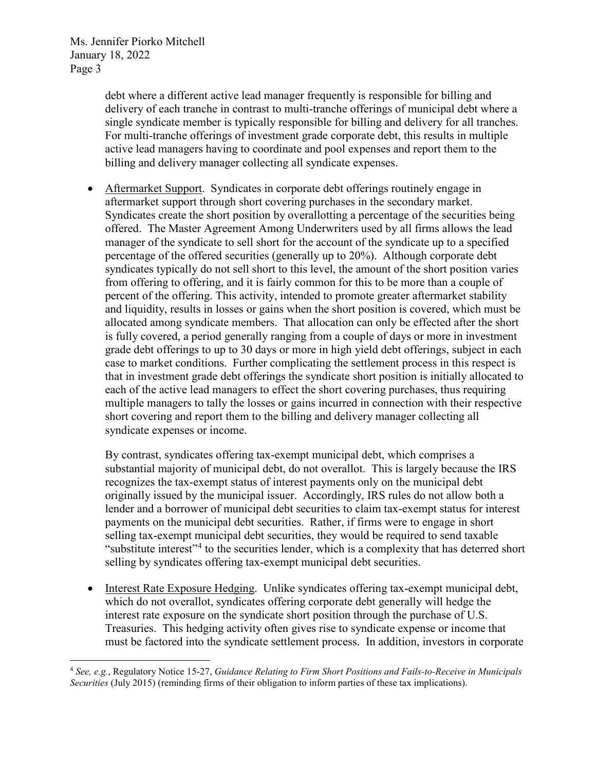debt where a different active lead manager frequently is responsible for billing and delivery of each tranche in contrast to multi-tranche offerings of municipal debt where a single syndicate member is typically responsible for billing and delivery for all tranches. For multi-tranche offerings of investment grade corporate debt, this results in multiple active lead managers having to coordinate and pool expenses and report them to the billing and delivery manager collecting all syndicate expenses.

- Aftermarket Support. Syndicates in corporate debt offerings routinely engage in aftermarket support through short covering purchases in the secondary market. Syndicates create the short position by overallotting a percentage of the securities being offered. The Master Agreement Among Underwriters used by all firms allows the lead manager of the syndicate to sell short for the account of the syndicate up to a specified percentage of the offered securities (generally up to 20%). Although corporate debt syndicates typically do not sell short to this level, the amount of the short position varies from offering to offering, and it is fairly common for this to be more than a couple of percent of the offering. This activity, intended to promote greater aftermarket stability and liquidity, results in losses or gains when the short position is covered, which must be allocated among syndicate members. That allocation can only be effected after the short is fully covered, a period generally ranging from a couple of days or more in investment grade debt offerings to up to 30 days or more in high yield debt offerings, subject in each case to market conditions. Further complicating the settlement process in this respect is that in investment grade debt offerings the syndicate short position is initially allocated to each of the active lead managers to effect the short covering purchases, thus requiring multiple managers to tally the losses or gains incurred in connection with their respective short covering and report them to the billing and delivery manager collecting all syndicate expenses or income.

  By contrast, syndicates offering tax-exempt municipal debt, which comprises a substantial majority of municipal debt, do not overallot. This is largely because the IRS recognizes the tax-exempt status of interest payments only on the municipal debt originally issued by the municipal issuer. Accordingly, IRS rules do not allow both a lender and a borrower of municipal debt securities to claim tax-exempt status for interest payments on the municipal debt securities. Rather, if firms were to engage in short selling tax-exempt municipal debt securities, they would be required to send taxable "substitute interest"[4] to the securities lender, which is a complexity that has deterred short selling by syndicates offering tax-exempt municipal debt securities.

- Interest Rate Exposure Hedging. Unlike syndicates offering tax-exempt municipal debt, which do not overallot, syndicates offering corporate debt generally will hedge the interest rate exposure on the syndicate short position through the purchase of U.S. Treasuries. This hedging activity often gives rise to syndicate expense or income that must be factored into the syndicate settlement process. In addition, investors in corporate

---

[4] *See, e.g.*, Regulatory Notice 15-27, *Guidance Relating to Firm Short Positions and Fails-to-Receive in Municipals Securities* (July 2015) (reminding firms of their obligation to inform parties of these tax implications).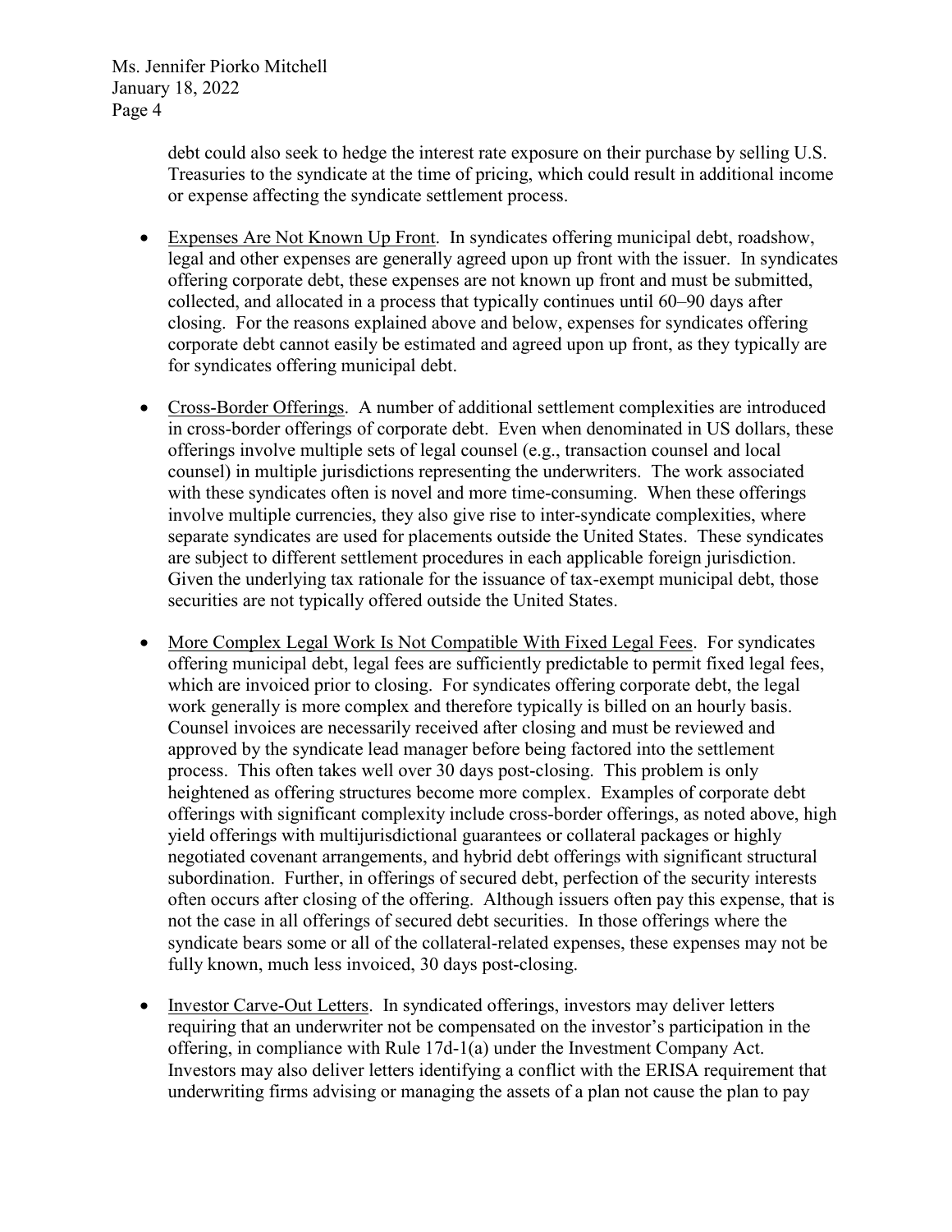debt could also seek to hedge the interest rate exposure on their purchase by selling U.S. Treasuries to the syndicate at the time of pricing, which could result in additional income or expense affecting the syndicate settlement process.

- Expenses Are Not Known Up Front. In syndicates offering municipal debt, roadshow, legal and other expenses are generally agreed upon up front with the issuer. In syndicates offering corporate debt, these expenses are not known up front and must be submitted, collected, and allocated in a process that typically continues until 60–90 days after closing. For the reasons explained above and below, expenses for syndicates offering corporate debt cannot easily be estimated and agreed upon up front, as they typically are for syndicates offering municipal debt.

- Cross-Border Offerings. A number of additional settlement complexities are introduced in cross-border offerings of corporate debt. Even when denominated in US dollars, these offerings involve multiple sets of legal counsel (e.g., transaction counsel and local counsel) in multiple jurisdictions representing the underwriters. The work associated with these syndicates often is novel and more time-consuming. When these offerings involve multiple currencies, they also give rise to inter-syndicate complexities, where separate syndicates are used for placements outside the United States. These syndicates are subject to different settlement procedures in each applicable foreign jurisdiction. Given the underlying tax rationale for the issuance of tax-exempt municipal debt, those securities are not typically offered outside the United States.

- More Complex Legal Work Is Not Compatible With Fixed Legal Fees. For syndicates offering municipal debt, legal fees are sufficiently predictable to permit fixed legal fees, which are invoiced prior to closing. For syndicates offering corporate debt, the legal work generally is more complex and therefore typically is billed on an hourly basis. Counsel invoices are necessarily received after closing and must be reviewed and approved by the syndicate lead manager before being factored into the settlement process. This often takes well over 30 days post-closing. This problem is only heightened as offering structures become more complex. Examples of corporate debt offerings with significant complexity include cross-border offerings, as noted above, high yield offerings with multijurisdictional guarantees or collateral packages or highly negotiated covenant arrangements, and hybrid debt offerings with significant structural subordination. Further, in offerings of secured debt, perfection of the security interests often occurs after closing of the offering. Although issuers often pay this expense, that is not the case in all offerings of secured debt securities. In those offerings where the syndicate bears some or all of the collateral-related expenses, these expenses may not be fully known, much less invoiced, 30 days post-closing.

- Investor Carve-Out Letters. In syndicated offerings, investors may deliver letters requiring that an underwriter not be compensated on the investor's participation in the offering, in compliance with Rule 17d-1(a) under the Investment Company Act. Investors may also deliver letters identifying a conflict with the ERISA requirement that underwriting firms advising or managing the assets of a plan not cause the plan to pay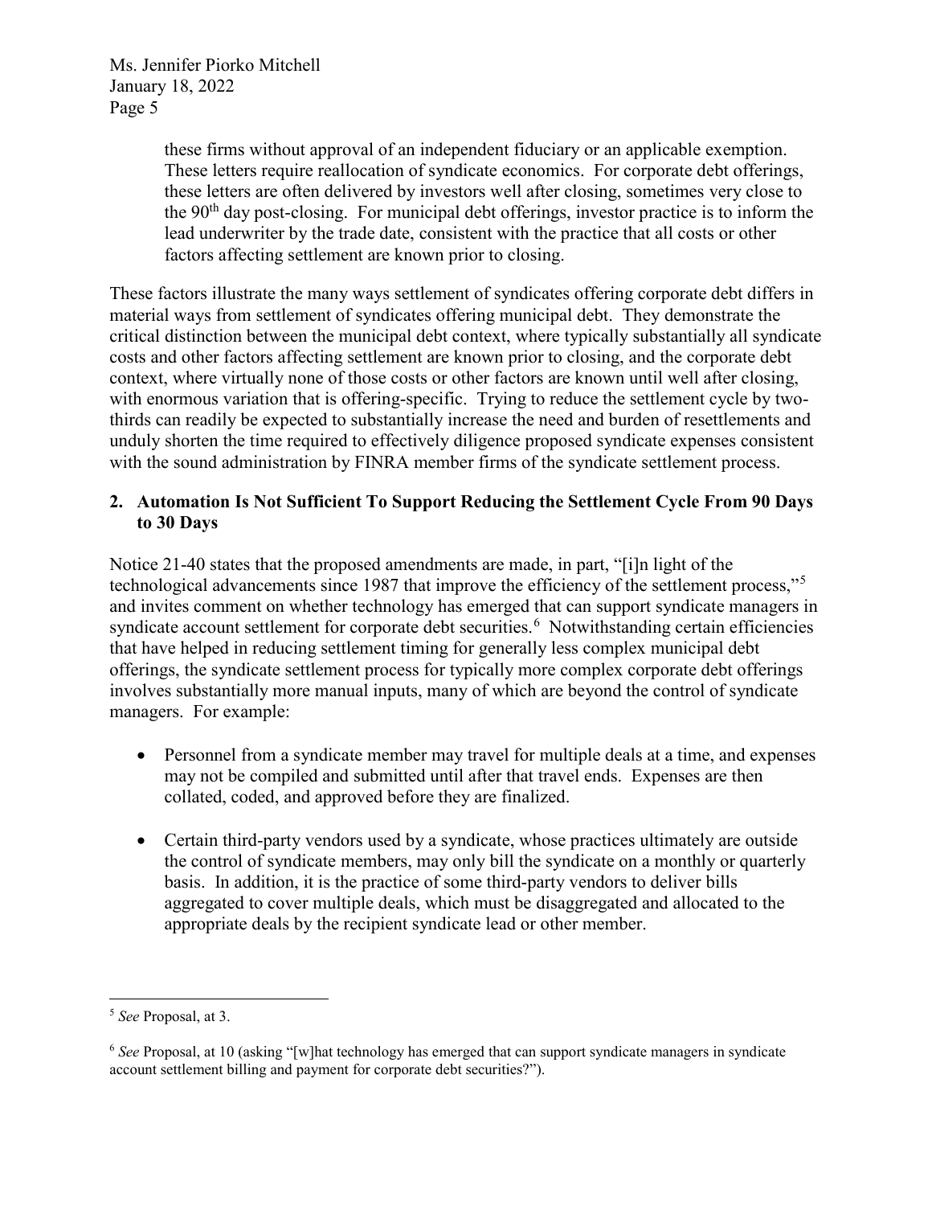these firms without approval of an independent fiduciary or an applicable exemption. These letters require reallocation of syndicate economics. For corporate debt offerings, these letters are often delivered by investors well after closing, sometimes very close to the 90th day post-closing. For municipal debt offerings, investor practice is to inform the lead underwriter by the trade date, consistent with the practice that all costs or other factors affecting settlement are known prior to closing.

These factors illustrate the many ways settlement of syndicates offering corporate debt differs in material ways from settlement of syndicates offering municipal debt. They demonstrate the critical distinction between the municipal debt context, where typically substantially all syndicate costs and other factors affecting settlement are known prior to closing, and the corporate debt context, where virtually none of those costs or other factors are known until well after closing, with enormous variation that is offering-specific. Trying to reduce the settlement cycle by two-thirds can readily be expected to substantially increase the need and burden of resettlements and unduly shorten the time required to effectively diligence proposed syndicate expenses consistent with the sound administration by FINRA member firms of the syndicate settlement process.

## 2. Automation Is Not Sufficient To Support Reducing the Settlement Cycle From 90 Days to 30 Days

Notice 21-40 states that the proposed amendments are made, in part, "[i]n light of the technological advancements since 1987 that improve the efficiency of the settlement process,"[5] and invites comment on whether technology has emerged that can support syndicate managers in syndicate account settlement for corporate debt securities.[6] Notwithstanding certain efficiencies that have helped in reducing settlement timing for generally less complex municipal debt offerings, the syndicate settlement process for typically more complex corporate debt offerings involves substantially more manual inputs, many of which are beyond the control of syndicate managers. For example:

- Personnel from a syndicate member may travel for multiple deals at a time, and expenses may not be compiled and submitted until after that travel ends. Expenses are then collated, coded, and approved before they are finalized.
- Certain third-party vendors used by a syndicate, whose practices ultimately are outside the control of syndicate members, may only bill the syndicate on a monthly or quarterly basis. In addition, it is the practice of some third-party vendors to deliver bills aggregated to cover multiple deals, which must be disaggregated and allocated to the appropriate deals by the recipient syndicate lead or other member.

---

[5] *See* Proposal, at 3.

[6] *See* Proposal, at 10 (asking "[w]hat technology has emerged that can support syndicate managers in syndicate account settlement billing and payment for corporate debt securities?").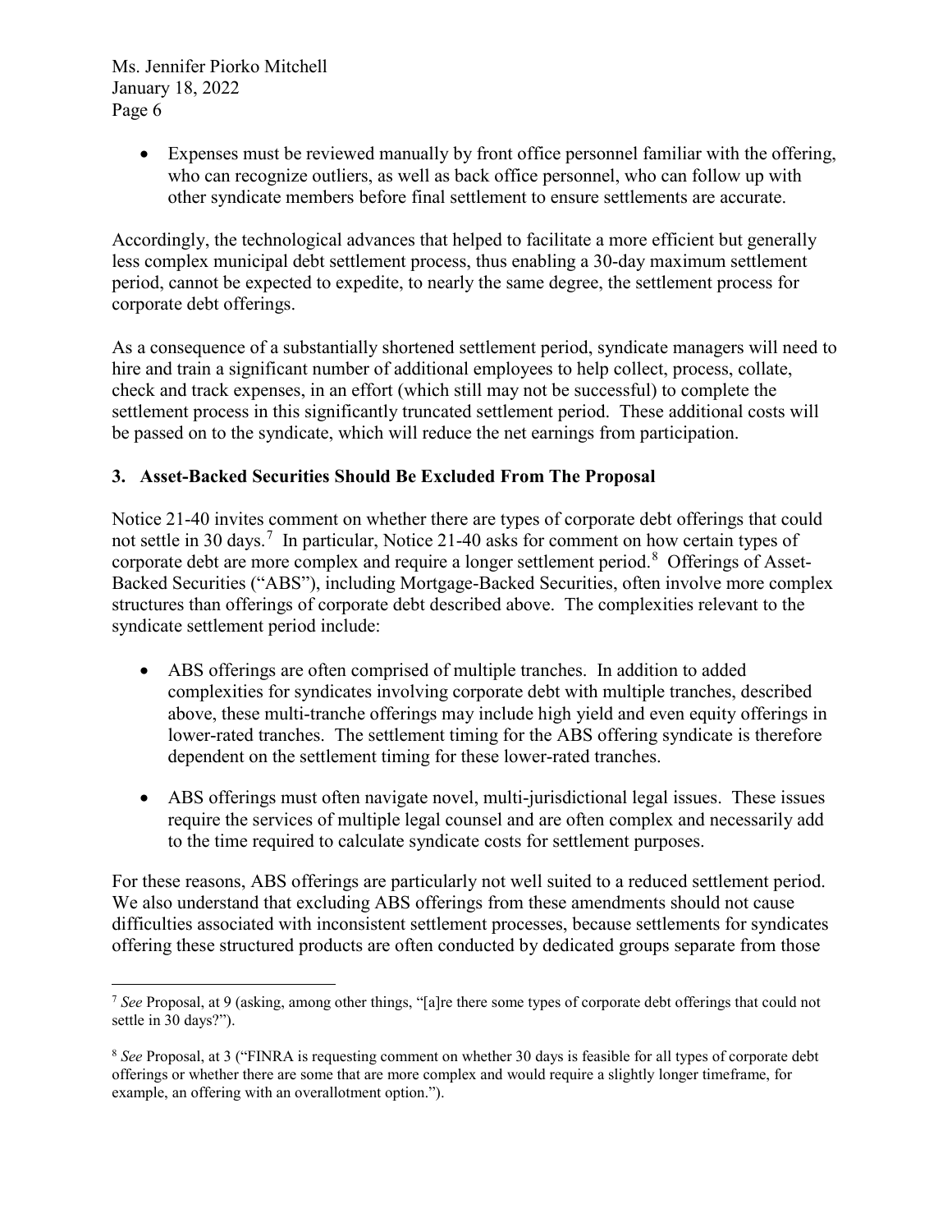- Expenses must be reviewed manually by front office personnel familiar with the offering, who can recognize outliers, as well as back office personnel, who can follow up with other syndicate members before final settlement to ensure settlements are accurate.

Accordingly, the technological advances that helped to facilitate a more efficient but generally less complex municipal debt settlement process, thus enabling a 30-day maximum settlement period, cannot be expected to expedite, to nearly the same degree, the settlement process for corporate debt offerings.

As a consequence of a substantially shortened settlement period, syndicate managers will need to hire and train a significant number of additional employees to help collect, process, collate, check and track expenses, in an effort (which still may not be successful) to complete the settlement process in this significantly truncated settlement period. These additional costs will be passed on to the syndicate, which will reduce the net earnings from participation.

### 3. Asset-Backed Securities Should Be Excluded From The Proposal

Notice 21-40 invites comment on whether there are types of corporate debt offerings that could not settle in 30 days.[7] In particular, Notice 21-40 asks for comment on how certain types of corporate debt are more complex and require a longer settlement period.[8] Offerings of Asset-Backed Securities ("ABS"), including Mortgage-Backed Securities, often involve more complex structures than offerings of corporate debt described above. The complexities relevant to the syndicate settlement period include:

- ABS offerings are often comprised of multiple tranches. In addition to added complexities for syndicates involving corporate debt with multiple tranches, described above, these multi-tranche offerings may include high yield and even equity offerings in lower-rated tranches. The settlement timing for the ABS offering syndicate is therefore dependent on the settlement timing for these lower-rated tranches.

- ABS offerings must often navigate novel, multi-jurisdictional legal issues. These issues require the services of multiple legal counsel and are often complex and necessarily add to the time required to calculate syndicate costs for settlement purposes.

For these reasons, ABS offerings are particularly not well suited to a reduced settlement period. We also understand that excluding ABS offerings from these amendments should not cause difficulties associated with inconsistent settlement processes, because settlements for syndicates offering these structured products are often conducted by dedicated groups separate from those

---

[7] *See* Proposal, at 9 (asking, among other things, "[a]re there some types of corporate debt offerings that could not settle in 30 days?").

[8] *See* Proposal, at 3 ("FINRA is requesting comment on whether 30 days is feasible for all types of corporate debt offerings or whether there are some that are more complex and would require a slightly longer timeframe, for example, an offering with an overallotment option.").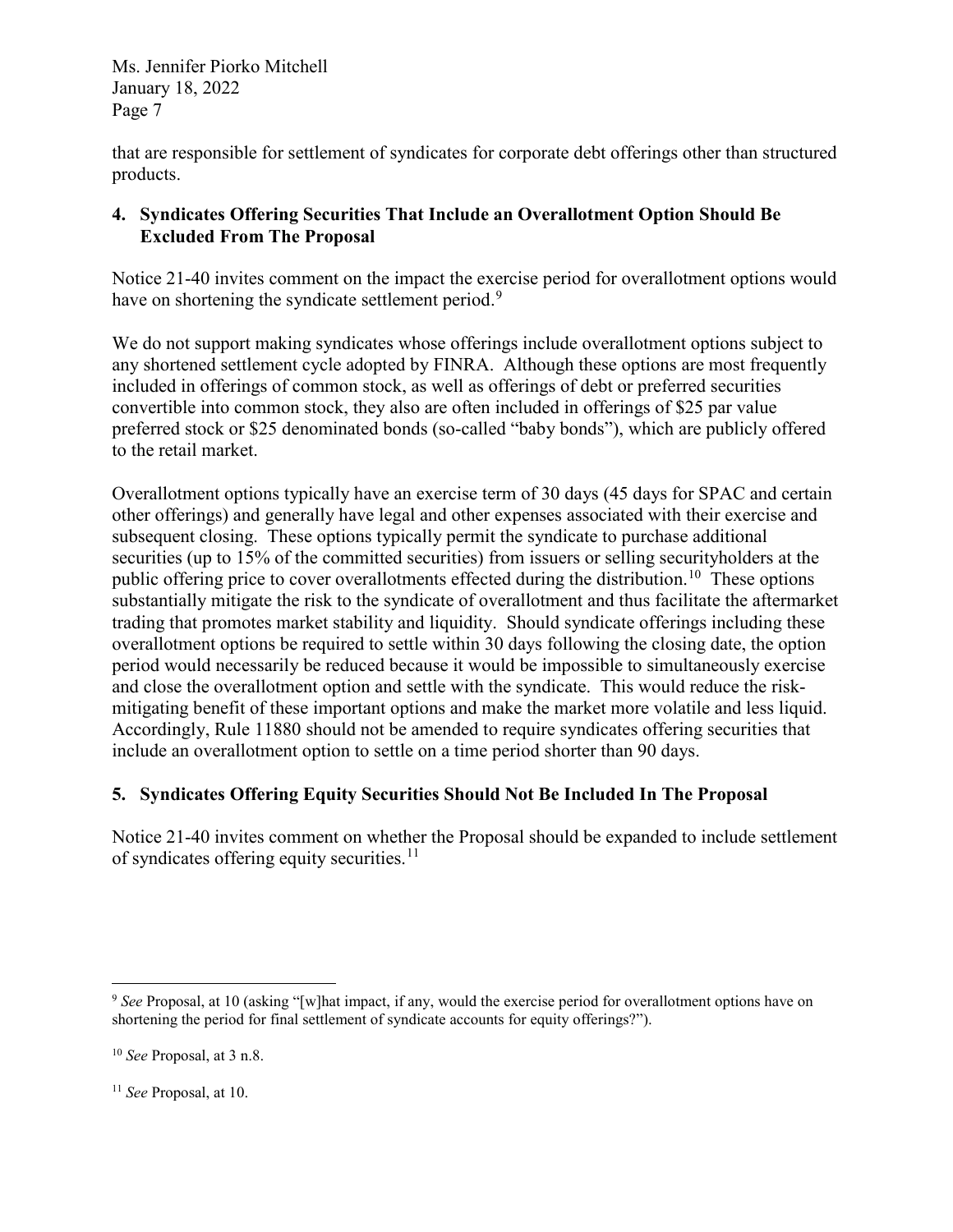that are responsible for settlement of syndicates for corporate debt offerings other than structured products.

**4. Syndicates Offering Securities That Include an Overallotment Option Should Be Excluded From The Proposal**

Notice 21-40 invites comment on the impact the exercise period for overallotment options would have on shortening the syndicate settlement period.[9]

We do not support making syndicates whose offerings include overallotment options subject to any shortened settlement cycle adopted by FINRA. Although these options are most frequently included in offerings of common stock, as well as offerings of debt or preferred securities convertible into common stock, they also are often included in offerings of $25 par value preferred stock or $25 denominated bonds (so-called "baby bonds"), which are publicly offered to the retail market.

Overallotment options typically have an exercise term of 30 days (45 days for SPAC and certain other offerings) and generally have legal and other expenses associated with their exercise and subsequent closing. These options typically permit the syndicate to purchase additional securities (up to 15% of the committed securities) from issuers or selling securityholders at the public offering price to cover overallotments effected during the distribution.[10] These options substantially mitigate the risk to the syndicate of overallotment and thus facilitate the aftermarket trading that promotes market stability and liquidity. Should syndicate offerings including these overallotment options be required to settle within 30 days following the closing date, the option period would necessarily be reduced because it would be impossible to simultaneously exercise and close the overallotment option and settle with the syndicate. This would reduce the risk-mitigating benefit of these important options and make the market more volatile and less liquid. Accordingly, Rule 11880 should not be amended to require syndicates offering securities that include an overallotment option to settle on a time period shorter than 90 days.

**5. Syndicates Offering Equity Securities Should Not Be Included In The Proposal**

Notice 21-40 invites comment on whether the Proposal should be expanded to include settlement of syndicates offering equity securities.[11]

---

[9] *See* Proposal, at 10 (asking "[w]hat impact, if any, would the exercise period for overallotment options have on shortening the period for final settlement of syndicate accounts for equity offerings?").

[10] *See* Proposal, at 3 n.8.

[11] *See* Proposal, at 10.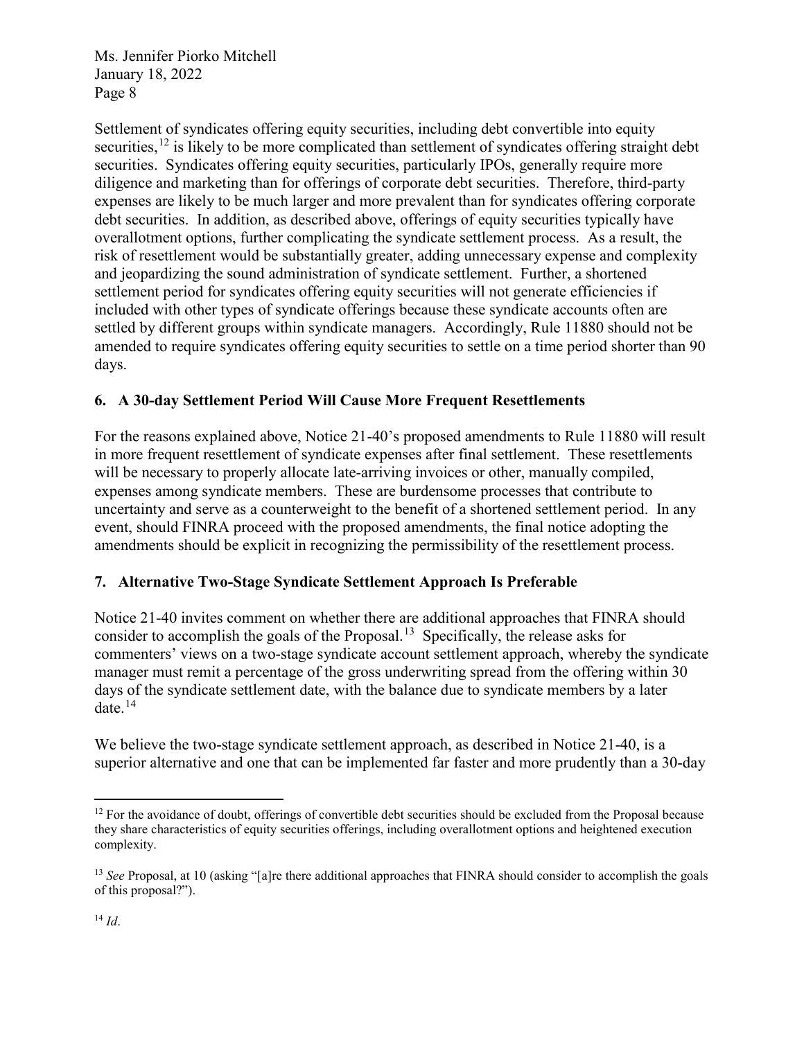Settlement of syndicates offering equity securities, including debt convertible into equity securities,[12] is likely to be more complicated than settlement of syndicates offering straight debt securities. Syndicates offering equity securities, particularly IPOs, generally require more diligence and marketing than for offerings of corporate debt securities. Therefore, third-party expenses are likely to be much larger and more prevalent than for syndicates offering corporate debt securities. In addition, as described above, offerings of equity securities typically have overallotment options, further complicating the syndicate settlement process. As a result, the risk of resettlement would be substantially greater, adding unnecessary expense and complexity and jeopardizing the sound administration of syndicate settlement. Further, a shortened settlement period for syndicates offering equity securities will not generate efficiencies if included with other types of syndicate offerings because these syndicate accounts often are settled by different groups within syndicate managers. Accordingly, Rule 11880 should not be amended to require syndicates offering equity securities to settle on a time period shorter than 90 days.

### 6. A 30-day Settlement Period Will Cause More Frequent Resettlements

For the reasons explained above, Notice 21-40's proposed amendments to Rule 11880 will result in more frequent resettlement of syndicate expenses after final settlement. These resettlements will be necessary to properly allocate late-arriving invoices or other, manually compiled, expenses among syndicate members. These are burdensome processes that contribute to uncertainty and serve as a counterweight to the benefit of a shortened settlement period. In any event, should FINRA proceed with the proposed amendments, the final notice adopting the amendments should be explicit in recognizing the permissibility of the resettlement process.

### 7. Alternative Two-Stage Syndicate Settlement Approach Is Preferable

Notice 21-40 invites comment on whether there are additional approaches that FINRA should consider to accomplish the goals of the Proposal.[13] Specifically, the release asks for commenters' views on a two-stage syndicate account settlement approach, whereby the syndicate manager must remit a percentage of the gross underwriting spread from the offering within 30 days of the syndicate settlement date, with the balance due to syndicate members by a later date.[14]

We believe the two-stage syndicate settlement approach, as described in Notice 21-40, is a superior alternative and one that can be implemented far faster and more prudently than a 30-day

---

[12] For the avoidance of doubt, offerings of convertible debt securities should be excluded from the Proposal because they share characteristics of equity securities offerings, including overallotment options and heightened execution complexity.

[13] *See* Proposal, at 10 (asking "[a]re there additional approaches that FINRA should consider to accomplish the goals of this proposal?").

[14] *Id*.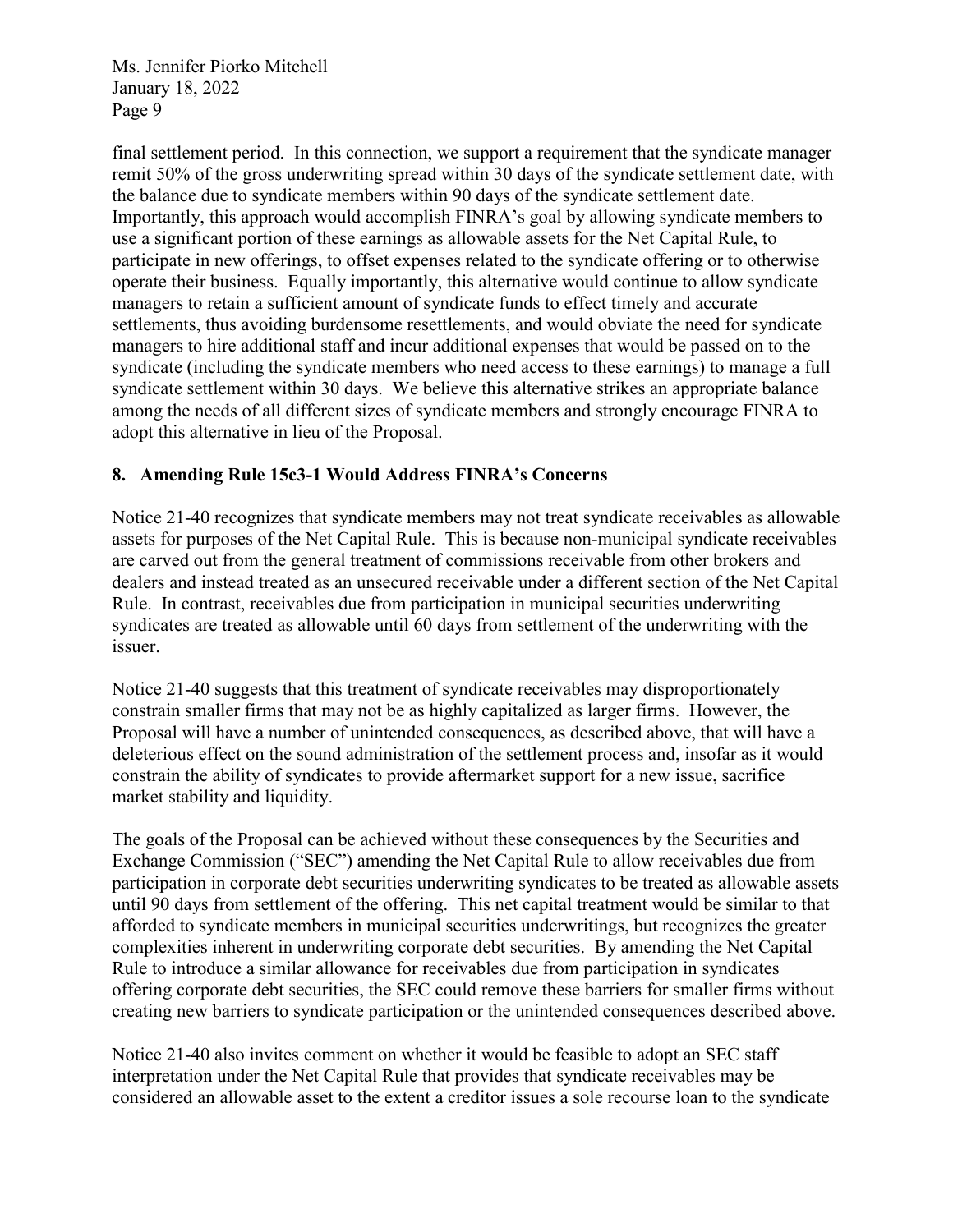final settlement period. In this connection, we support a requirement that the syndicate manager remit 50% of the gross underwriting spread within 30 days of the syndicate settlement date, with the balance due to syndicate members within 90 days of the syndicate settlement date. Importantly, this approach would accomplish FINRA's goal by allowing syndicate members to use a significant portion of these earnings as allowable assets for the Net Capital Rule, to participate in new offerings, to offset expenses related to the syndicate offering or to otherwise operate their business. Equally importantly, this alternative would continue to allow syndicate managers to retain a sufficient amount of syndicate funds to effect timely and accurate settlements, thus avoiding burdensome resettlements, and would obviate the need for syndicate managers to hire additional staff and incur additional expenses that would be passed on to the syndicate (including the syndicate members who need access to these earnings) to manage a full syndicate settlement within 30 days. We believe this alternative strikes an appropriate balance among the needs of all different sizes of syndicate members and strongly encourage FINRA to adopt this alternative in lieu of the Proposal.

### 8. Amending Rule 15c3-1 Would Address FINRA's Concerns

Notice 21-40 recognizes that syndicate members may not treat syndicate receivables as allowable assets for purposes of the Net Capital Rule. This is because non-municipal syndicate receivables are carved out from the general treatment of commissions receivable from other brokers and dealers and instead treated as an unsecured receivable under a different section of the Net Capital Rule. In contrast, receivables due from participation in municipal securities underwriting syndicates are treated as allowable until 60 days from settlement of the underwriting with the issuer.

Notice 21-40 suggests that this treatment of syndicate receivables may disproportionately constrain smaller firms that may not be as highly capitalized as larger firms. However, the Proposal will have a number of unintended consequences, as described above, that will have a deleterious effect on the sound administration of the settlement process and, insofar as it would constrain the ability of syndicates to provide aftermarket support for a new issue, sacrifice market stability and liquidity.

The goals of the Proposal can be achieved without these consequences by the Securities and Exchange Commission ("SEC") amending the Net Capital Rule to allow receivables due from participation in corporate debt securities underwriting syndicates to be treated as allowable assets until 90 days from settlement of the offering. This net capital treatment would be similar to that afforded to syndicate members in municipal securities underwritings, but recognizes the greater complexities inherent in underwriting corporate debt securities. By amending the Net Capital Rule to introduce a similar allowance for receivables due from participation in syndicates offering corporate debt securities, the SEC could remove these barriers for smaller firms without creating new barriers to syndicate participation or the unintended consequences described above.

Notice 21-40 also invites comment on whether it would be feasible to adopt an SEC staff interpretation under the Net Capital Rule that provides that syndicate receivables may be considered an allowable asset to the extent a creditor issues a sole recourse loan to the syndicate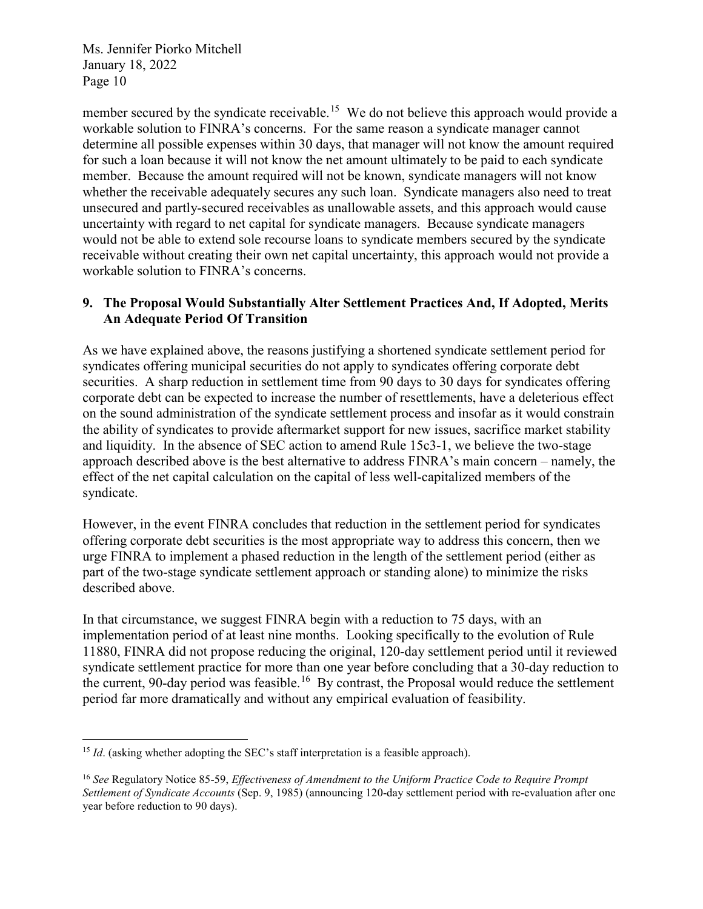member secured by the syndicate receivable.[15] We do not believe this approach would provide a workable solution to FINRA's concerns. For the same reason a syndicate manager cannot determine all possible expenses within 30 days, that manager will not know the amount required for such a loan because it will not know the net amount ultimately to be paid to each syndicate member. Because the amount required will not be known, syndicate managers will not know whether the receivable adequately secures any such loan. Syndicate managers also need to treat unsecured and partly-secured receivables as unallowable assets, and this approach would cause uncertainty with regard to net capital for syndicate managers. Because syndicate managers would not be able to extend sole recourse loans to syndicate members secured by the syndicate receivable without creating their own net capital uncertainty, this approach would not provide a workable solution to FINRA's concerns.

### 9. The Proposal Would Substantially Alter Settlement Practices And, If Adopted, Merits An Adequate Period Of Transition

As we have explained above, the reasons justifying a shortened syndicate settlement period for syndicates offering municipal securities do not apply to syndicates offering corporate debt securities. A sharp reduction in settlement time from 90 days to 30 days for syndicates offering corporate debt can be expected to increase the number of resettlements, have a deleterious effect on the sound administration of the syndicate settlement process and insofar as it would constrain the ability of syndicates to provide aftermarket support for new issues, sacrifice market stability and liquidity. In the absence of SEC action to amend Rule 15c3-1, we believe the two-stage approach described above is the best alternative to address FINRA's main concern – namely, the effect of the net capital calculation on the capital of less well-capitalized members of the syndicate.

However, in the event FINRA concludes that reduction in the settlement period for syndicates offering corporate debt securities is the most appropriate way to address this concern, then we urge FINRA to implement a phased reduction in the length of the settlement period (either as part of the two-stage syndicate settlement approach or standing alone) to minimize the risks described above.

In that circumstance, we suggest FINRA begin with a reduction to 75 days, with an implementation period of at least nine months. Looking specifically to the evolution of Rule 11880, FINRA did not propose reducing the original, 120-day settlement period until it reviewed syndicate settlement practice for more than one year before concluding that a 30-day reduction to the current, 90-day period was feasible.[16] By contrast, the Proposal would reduce the settlement period far more dramatically and without any empirical evaluation of feasibility.

---

[15] *Id*. (asking whether adopting the SEC's staff interpretation is a feasible approach).

[16] *See* Regulatory Notice 85-59, *Effectiveness of Amendment to the Uniform Practice Code to Require Prompt Settlement of Syndicate Accounts* (Sep. 9, 1985) (announcing 120-day settlement period with re-evaluation after one year before reduction to 90 days).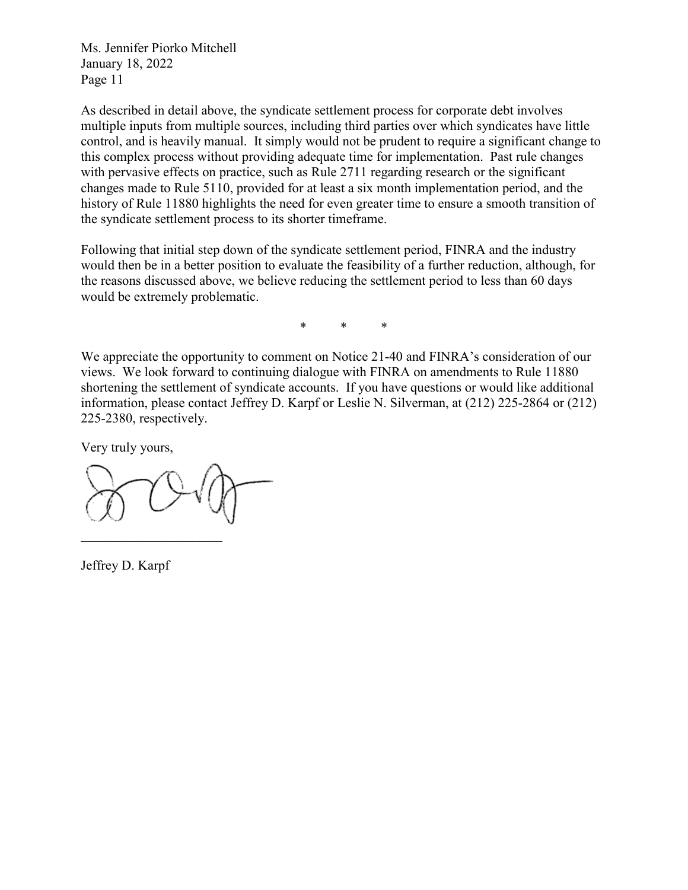As described in detail above, the syndicate settlement process for corporate debt involves multiple inputs from multiple sources, including third parties over which syndicates have little control, and is heavily manual. It simply would not be prudent to require a significant change to this complex process without providing adequate time for implementation. Past rule changes with pervasive effects on practice, such as Rule 2711 regarding research or the significant changes made to Rule 5110, provided for at least a six month implementation period, and the history of Rule 11880 highlights the need for even greater time to ensure a smooth transition of the syndicate settlement process to its shorter timeframe.

Following that initial step down of the syndicate settlement period, FINRA and the industry would then be in a better position to evaluate the feasibility of a further reduction, although, for the reasons discussed above, we believe reducing the settlement period to less than 60 days would be extremely problematic.

\* \* \*

We appreciate the opportunity to comment on Notice 21-40 and FINRA's consideration of our views. We look forward to continuing dialogue with FINRA on amendments to Rule 11880 shortening the settlement of syndicate accounts. If you have questions or would like additional information, please contact Jeffrey D. Karpf or Leslie N. Silverman, at (212) 225-2864 or (212) 225-2380, respectively.

Very truly yours,

Jeffrey D. Karpf